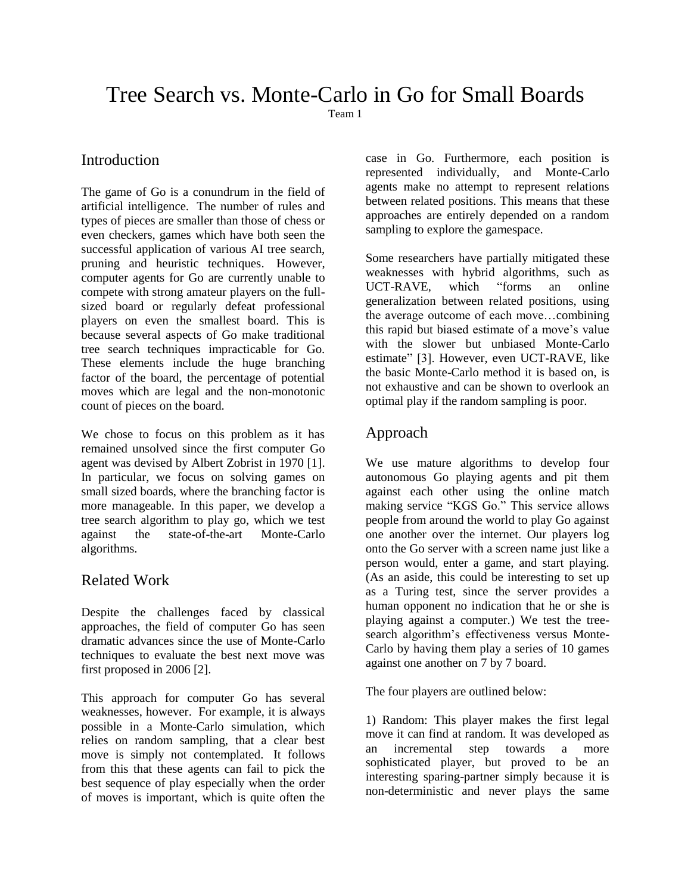# Tree Search vs. Monte-Carlo in Go for Small Boards

Team 1

## Introduction

The game of Go is a conundrum in the field of artificial intelligence. The number of rules and types of pieces are smaller than those of chess or even checkers, games which have both seen the successful application of various AI tree search, pruning and heuristic techniques. However, computer agents for Go are currently unable to compete with strong amateur players on the full-sized board or regularly defeat professional players on even the smallest board. This is because several aspects of Go make traditional tree search techniques impracticable for Go. These elements include the huge branching factor of the board, the percentage of potential moves which are legal and the non-monotonic count of pieces on the board.

We chose to focus on this problem as it has remained unsolved since the first computer Go agent was devised by Albert Zobrist in 1970 [1]. In particular, we focus on solving games on small sized boards, where the branching factor is more manageable. In this paper, we develop a tree search algorithm to play go, which we test against the state-of-the-art Monte-Carlo algorithms.

## Related Work

Despite the challenges faced by classical approaches, the field of computer Go has seen dramatic advances since the use of Monte-Carlo techniques to evaluate the best next move was first proposed in 2006 [2].

This approach for computer Go has several weaknesses, however. For example, it is always possible in a Monte-Carlo simulation, which relies on random sampling, that a clear best move is simply not contemplated. It follows from this that these agents can fail to pick the best sequence of play especially when the order of moves is important, which is quite often the case in Go. Furthermore, each position is represented individually, and Monte-Carlo agents make no attempt to represent relations between related positions. This means that these approaches are entirely depended on a random sampling to explore the gamespace.

Some researchers have partially mitigated these weaknesses with hybrid algorithms, such as UCT-RAVE, which "forms an online generalization between related positions, using the average outcome of each move…combining this rapid but biased estimate of a move's value with the slower but unbiased Monte-Carlo estimate" [3]. However, even UCT-RAVE, like the basic Monte-Carlo method it is based on, is not exhaustive and can be shown to overlook an optimal play if the random sampling is poor.

## Approach

We use mature algorithms to develop four autonomous Go playing agents and pit them against each other using the online match making service "KGS Go." This service allows people from around the world to play Go against one another over the internet. Our players log onto the Go server with a screen name just like a person would, enter a game, and start playing. (As an aside, this could be interesting to set up as a Turing test, since the server provides a human opponent no indication that he or she is playing against a computer.) We test the tree-search algorithm's effectiveness versus Monte-Carlo by having them play a series of 10 games against one another on 7 by 7 board.

The four players are outlined below:

1) Random: This player makes the first legal move it can find at random. It was developed as an incremental step towards a more sophisticated player, but proved to be an interesting sparing-partner simply because it is non-deterministic and never plays the same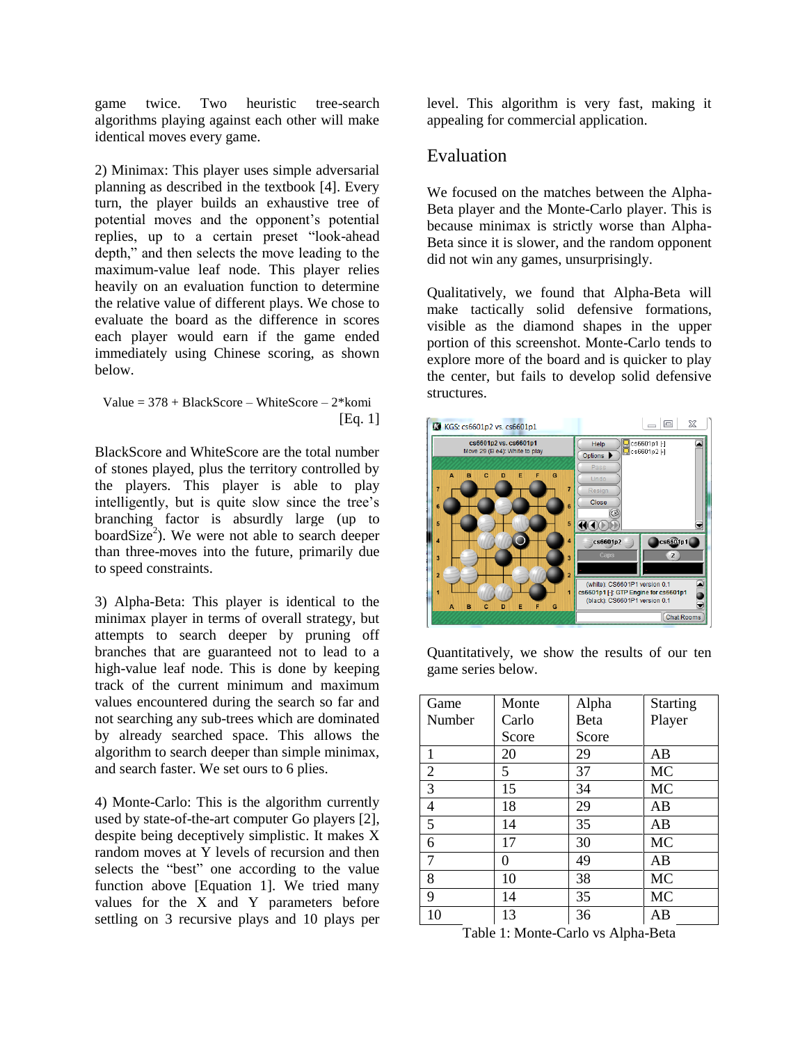game twice. Two heuristic tree-search algorithms playing against each other will make identical moves every game.

2) Minimax: This player uses simple adversarial planning as described in the textbook [4]. Every turn, the player builds an exhaustive tree of potential moves and the opponent's potential replies, up to a certain preset "look-ahead depth," and then selects the move leading to the maximum-value leaf node. This player relies heavily on an evaluation function to determine the relative value of different plays. We chose to evaluate the board as the difference in scores each player would earn if the game ended immediately using Chinese scoring, as shown below.

$$\text{Value} = 378 + \text{BlackScore} - \text{WhiteScore} - 2*\text{komi} \quad \text{[Eq. 1]}$$

BlackScore and WhiteScore are the total number of stones played, plus the territory controlled by the players. This player is able to play intelligently, but is quite slow since the tree's branching factor is absurdly large (up to $\text{boardSize}^2$). We were not able to search deeper than three-moves into the future, primarily due to speed constraints.

3) Alpha-Beta: This player is identical to the minimax player in terms of overall strategy, but attempts to search deeper by pruning off branches that are guaranteed not to lead to a high-value leaf node. This is done by keeping track of the current minimum and maximum values encountered during the search so far and not searching any sub-trees which are dominated by already searched space. This allows the algorithm to search deeper than simple minimax, and search faster. We set ours to 6 plies.

4) Monte-Carlo: This is the algorithm currently used by state-of-the-art computer Go players [2], despite being deceptively simplistic. It makes X random moves at Y levels of recursion and then selects the "best" one according to the value function above [Equation 1]. We tried many values for the X and Y parameters before settling on 3 recursive plays and 10 plays per level. This algorithm is very fast, making it appealing for commercial application.

## Evaluation

We focused on the matches between the Alpha-Beta player and the Monte-Carlo player. This is because minimax is strictly worse than Alpha-Beta since it is slower, and the random opponent did not win any games, unsurprisingly.

Qualitatively, we found that Alpha-Beta will make tactically solid defensive formations, visible as the diamond shapes in the upper portion of this screenshot. Monte-Carlo tends to explore more of the board and is quicker to play the center, but fails to develop solid defensive structures.

Quantitatively, we show the results of our ten game series below.

| Game Number | Monte Carlo Score | Alpha Beta Score | Starting Player |
|---|---|---|---|
| 1 | 20 | 29 | AB |
| 2 | 5 | 37 | MC |
| 3 | 15 | 34 | MC |
| 4 | 18 | 29 | AB |
| 5 | 14 | 35 | AB |
| 6 | 17 | 30 | MC |
| 7 | 0 | 49 | AB |
| 8 | 10 | 38 | MC |
| 9 | 14 | 35 | MC |
| 10 | 13 | 36 | AB |

Table 1: Monte-Carlo vs Alpha-Beta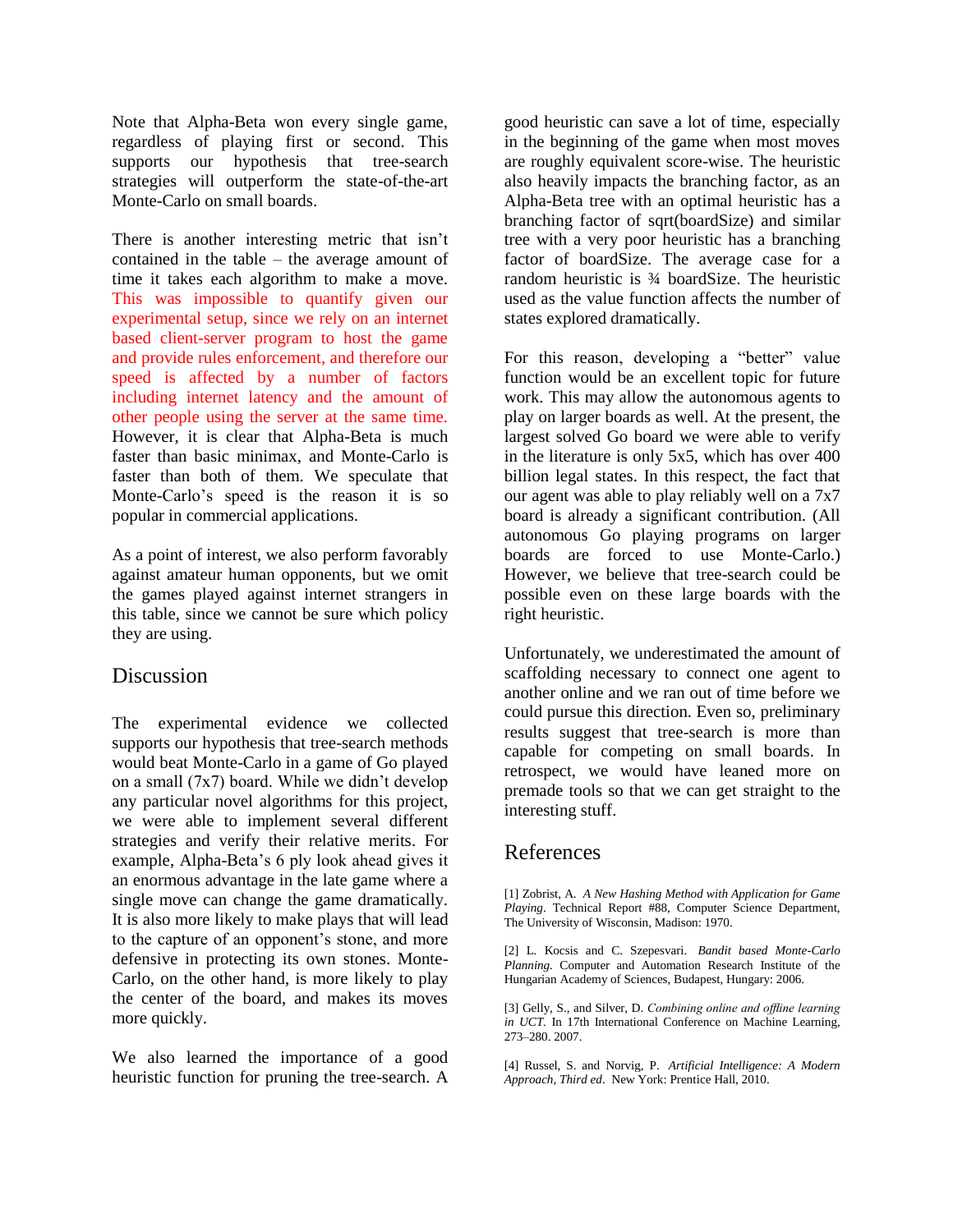Note that Alpha-Beta won every single game, regardless of playing first or second. This supports our hypothesis that tree-search strategies will outperform the state-of-the-art Monte-Carlo on small boards.

There is another interesting metric that isn't contained in the table – the average amount of time it takes each algorithm to make a move. This was impossible to quantify given our experimental setup, since we rely on an internet based client-server program to host the game and provide rules enforcement, and therefore our speed is affected by a number of factors including internet latency and the amount of other people using the server at the same time. However, it is clear that Alpha-Beta is much faster than basic minimax, and Monte-Carlo is faster than both of them. We speculate that Monte-Carlo's speed is the reason it is so popular in commercial applications.

As a point of interest, we also perform favorably against amateur human opponents, but we omit the games played against internet strangers in this table, since we cannot be sure which policy they are using.

## Discussion

The experimental evidence we collected supports our hypothesis that tree-search methods would beat Monte-Carlo in a game of Go played on a small (7x7) board. While we didn't develop any particular novel algorithms for this project, we were able to implement several different strategies and verify their relative merits. For example, Alpha-Beta's 6 ply look ahead gives it an enormous advantage in the late game where a single move can change the game dramatically. It is also more likely to make plays that will lead to the capture of an opponent's stone, and more defensive in protecting its own stones. Monte-Carlo, on the other hand, is more likely to play the center of the board, and makes its moves more quickly.

We also learned the importance of a good heuristic function for pruning the tree-search. A good heuristic can save a lot of time, especially in the beginning of the game when most moves are roughly equivalent score-wise. The heuristic also heavily impacts the branching factor, as an Alpha-Beta tree with an optimal heuristic has a branching factor of sqrt(boardSize) and similar tree with a very poor heuristic has a branching factor of boardSize. The average case for a random heuristic is ¾ boardSize. The heuristic used as the value function affects the number of states explored dramatically.

For this reason, developing a "better" value function would be an excellent topic for future work. This may allow the autonomous agents to play on larger boards as well. At the present, the largest solved Go board we were able to verify in the literature is only 5x5, which has over 400 billion legal states. In this respect, the fact that our agent was able to play reliably well on a 7x7 board is already a significant contribution. (All autonomous Go playing programs on larger boards are forced to use Monte-Carlo.) However, we believe that tree-search could be possible even on these large boards with the right heuristic.

Unfortunately, we underestimated the amount of scaffolding necessary to connect one agent to another online and we ran out of time before we could pursue this direction. Even so, preliminary results suggest that tree-search is more than capable for competing on small boards. In retrospect, we would have leaned more on premade tools so that we can get straight to the interesting stuff.

## References

[1] Zobrist, A. *A New Hashing Method with Application for Game Playing*. Technical Report #88, Computer Science Department, The University of Wisconsin, Madison: 1970.

[2] L. Kocsis and C. Szepesvari. *Bandit based Monte-Carlo Planning.* Computer and Automation Research Institute of the Hungarian Academy of Sciences, Budapest, Hungary: 2006.

[3] Gelly, S., and Silver, D. *Combining online and offline learning in UCT.* In 17th International Conference on Machine Learning, 273–280. 2007.

[4] Russel, S. and Norvig, P. *Artificial Intelligence: A Modern Approach, Third ed*. New York: Prentice Hall, 2010.